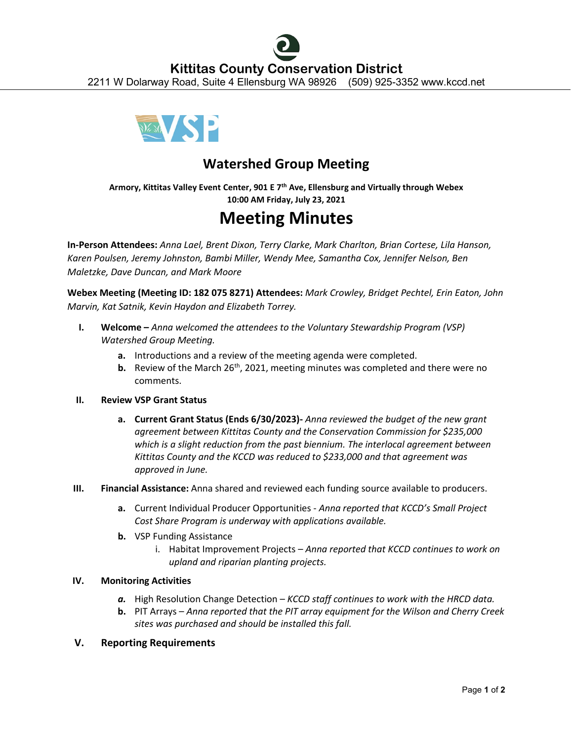# Kittitas County Conservation District

2211 W Dolarway Road, Suite 4 Ellensburg WA 98926 (509) 925-3352 www.kccd.net

## Watershed Group Meeting

**Armory, Kittitas Valley Event Center, 901 E 7th Ave, Ellensburg and Virtually through Webex**
**10:00 AM Friday, July 23, 2021**

# Meeting Minutes

**In-Person Attendees:** *Anna Lael, Brent Dixon, Terry Clarke, Mark Charlton, Brian Cortese, Lila Hanson, Karen Poulsen, Jeremy Johnston, Bambi Miller, Wendy Mee, Samantha Cox, Jennifer Nelson, Ben Maletzke, Dave Duncan, and Mark Moore*

**Webex Meeting (Meeting ID: 182 075 8271) Attendees:** *Mark Crowley, Bridget Pechtel, Erin Eaton, John Marvin, Kat Satnik, Kevin Haydon and Elizabeth Torrey.*

I. **Welcome –** *Anna welcomed the attendees to the Voluntary Stewardship Program (VSP) Watershed Group Meeting.*
   a. Introductions and a review of the meeting agenda were completed.
   b. Review of the March 26th, 2021, meeting minutes was completed and there were no comments.

II. **Review VSP Grant Status**
   a. **Current Grant Status (Ends 6/30/2023)-** *Anna reviewed the budget of the new grant agreement between Kittitas County and the Conservation Commission for $235,000 which is a slight reduction from the past biennium. The interlocal agreement between Kittitas County and the KCCD was reduced to $233,000 and that agreement was approved in June.*

III. **Financial Assistance:** Anna shared and reviewed each funding source available to producers.
   a. Current Individual Producer Opportunities - *Anna reported that KCCD's Small Project Cost Share Program is underway with applications available.*
   b. VSP Funding Assistance
      i. Habitat Improvement Projects – *Anna reported that KCCD continues to work on upland and riparian planting projects.*

IV. **Monitoring Activities**
   *a.* High Resolution Change Detection – *KCCD staff continues to work with the HRCD data.*
   b. PIT Arrays – *Anna reported that the PIT array equipment for the Wilson and Cherry Creek sites was purchased and should be installed this fall.*

V. **Reporting Requirements**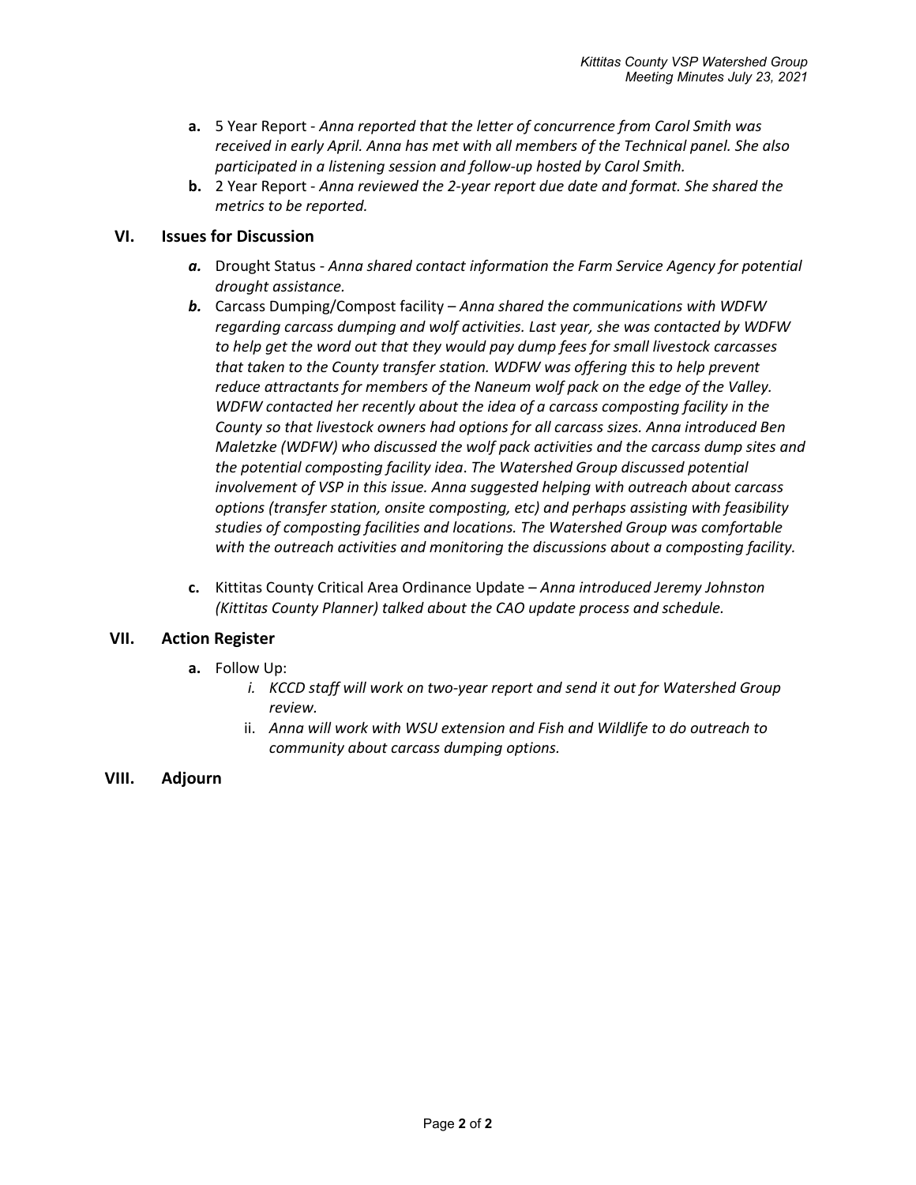**a.** 5 Year Report - *Anna reported that the letter of concurrence from Carol Smith was received in early April. Anna has met with all members of the Technical panel. She also participated in a listening session and follow-up hosted by Carol Smith.*

**b.** 2 Year Report - *Anna reviewed the 2-year report due date and format. She shared the metrics to be reported.*

## VI. Issues for Discussion

***a.*** Drought Status - *Anna shared contact information the Farm Service Agency for potential drought assistance.*

***b.*** Carcass Dumping/Compost facility – *Anna shared the communications with WDFW regarding carcass dumping and wolf activities. Last year, she was contacted by WDFW to help get the word out that they would pay dump fees for small livestock carcasses that taken to the County transfer station. WDFW was offering this to help prevent reduce attractants for members of the Naneum wolf pack on the edge of the Valley. WDFW contacted her recently about the idea of a carcass composting facility in the County so that livestock owners had options for all carcass sizes. Anna introduced Ben Maletzke (WDFW) who discussed the wolf pack activities and the carcass dump sites and the potential composting facility idea. The Watershed Group discussed potential involvement of VSP in this issue. Anna suggested helping with outreach about carcass options (transfer station, onsite composting, etc) and perhaps assisting with feasibility studies of composting facilities and locations. The Watershed Group was comfortable with the outreach activities and monitoring the discussions about a composting facility.*

**c.** Kittitas County Critical Area Ordinance Update – *Anna introduced Jeremy Johnston (Kittitas County Planner) talked about the CAO update process and schedule.*

## VII. Action Register

**a.** Follow Up:

   *i. KCCD staff will work on two-year report and send it out for Watershed Group review.*

   ii. *Anna will work with WSU extension and Fish and Wildlife to do outreach to community about carcass dumping options.*

## VIII. Adjourn